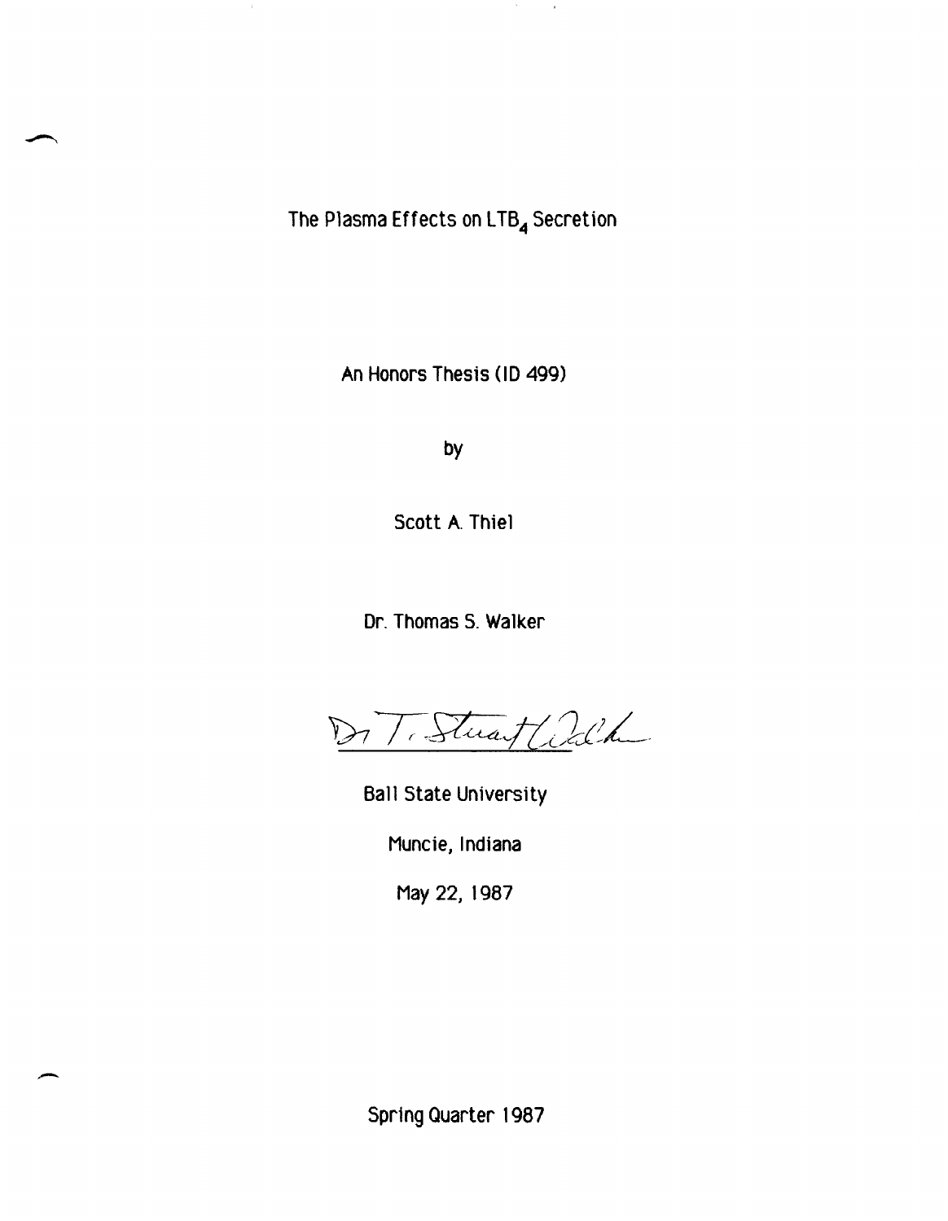# The Plasma Effects on $LTB_4$ Secretion

An Honors Thesis (ID 499)

by

Scott A. Thiel

Dr. Thomas S. Walker

Dr. T. Stuart Walker

Ball State University

Muncie, Indiana

May 22, 1987

Spring Quarter 1987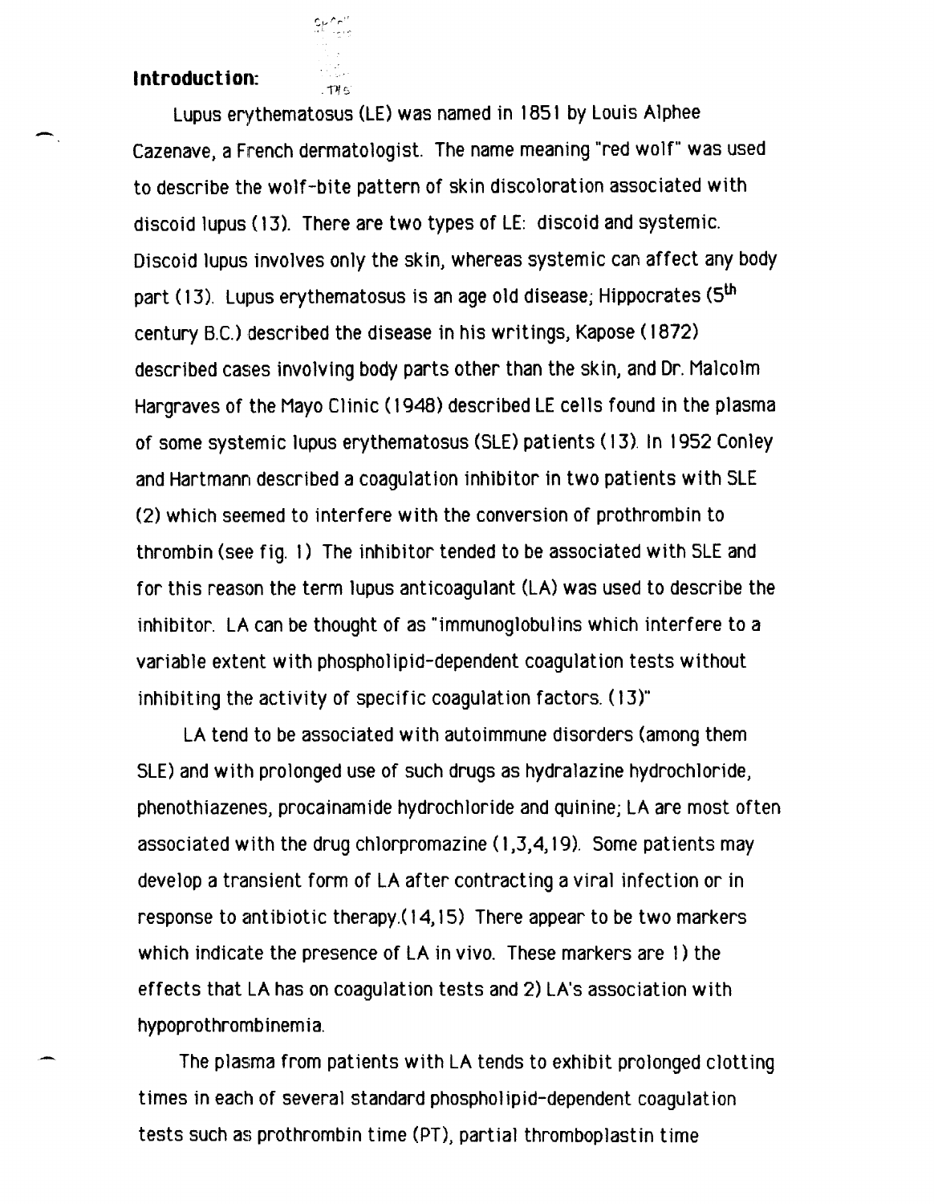**Introduction:**

Lupus erythematosus (LE) was named in 1851 by Louis Alphee Cazenave, a French dermatologist. The name meaning "red wolf" was used to describe the wolf-bite pattern of skin discoloration associated with discoid lupus (13). There are two types of LE: discoid and systemic. Discoid lupus involves only the skin, whereas systemic can affect any body part (13). Lupus erythematosus is an age old disease; Hippocrates (5th century B.C.) described the disease in his writings, Kapose (1872) described cases involving body parts other than the skin, and Dr. Malcolm Hargraves of the Mayo Clinic (1948) described LE cells found in the plasma of some systemic lupus erythematosus (SLE) patients (13). In 1952 Conley and Hartmann described a coagulation inhibitor in two patients with SLE (2) which seemed to interfere with the conversion of prothrombin to thrombin (see fig. 1) The inhibitor tended to be associated with SLE and for this reason the term lupus anticoagulant (LA) was used to describe the inhibitor. LA can be thought of as "immunoglobulins which interfere to a variable extent with phospholipid-dependent coagulation tests without inhibiting the activity of specific coagulation factors. (13)"

LA tend to be associated with autoimmune disorders (among them SLE) and with prolonged use of such drugs as hydralazine hydrochloride, phenothiazenes, procainamide hydrochloride and quinine; LA are most often associated with the drug chlorpromazine (1,3,4,19). Some patients may develop a transient form of LA after contracting a viral infection or in response to antibiotic therapy.(14,15) There appear to be two markers which indicate the presence of LA in vivo. These markers are 1) the effects that LA has on coagulation tests and 2) LA's association with hypoprothrombinemia.

The plasma from patients with LA tends to exhibit prolonged clotting times in each of several standard phospholipid-dependent coagulation tests such as prothrombin time (PT), partial thromboplastin time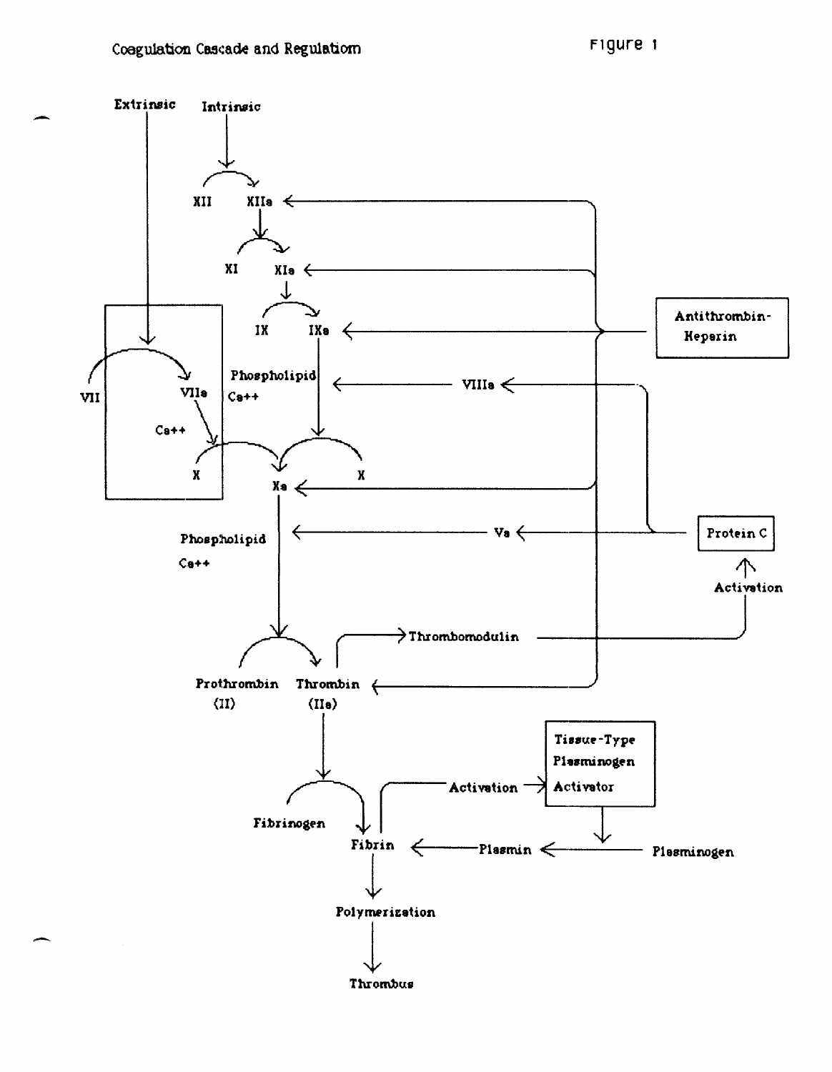# Coagulation Cascade and Regulatiom

Figure 1

Extrinsic

Intrinsic

XII XIIa

XI XIa

IX IXa

Antithrombin-Heparin

VII VIIa

Phospholipid Ca++

VIIIa

Ca++

X Xa X

Phospholipid Ca++

Va

Protein C

Activation

Prothrombin (II)

Thrombin (IIa)

Thrombomodulin

Tissue-Type Plasminogen Activator

Activation

Fibrinogen

Fibrin

Plasmin

Plasminogen

Polymerization

Thrombus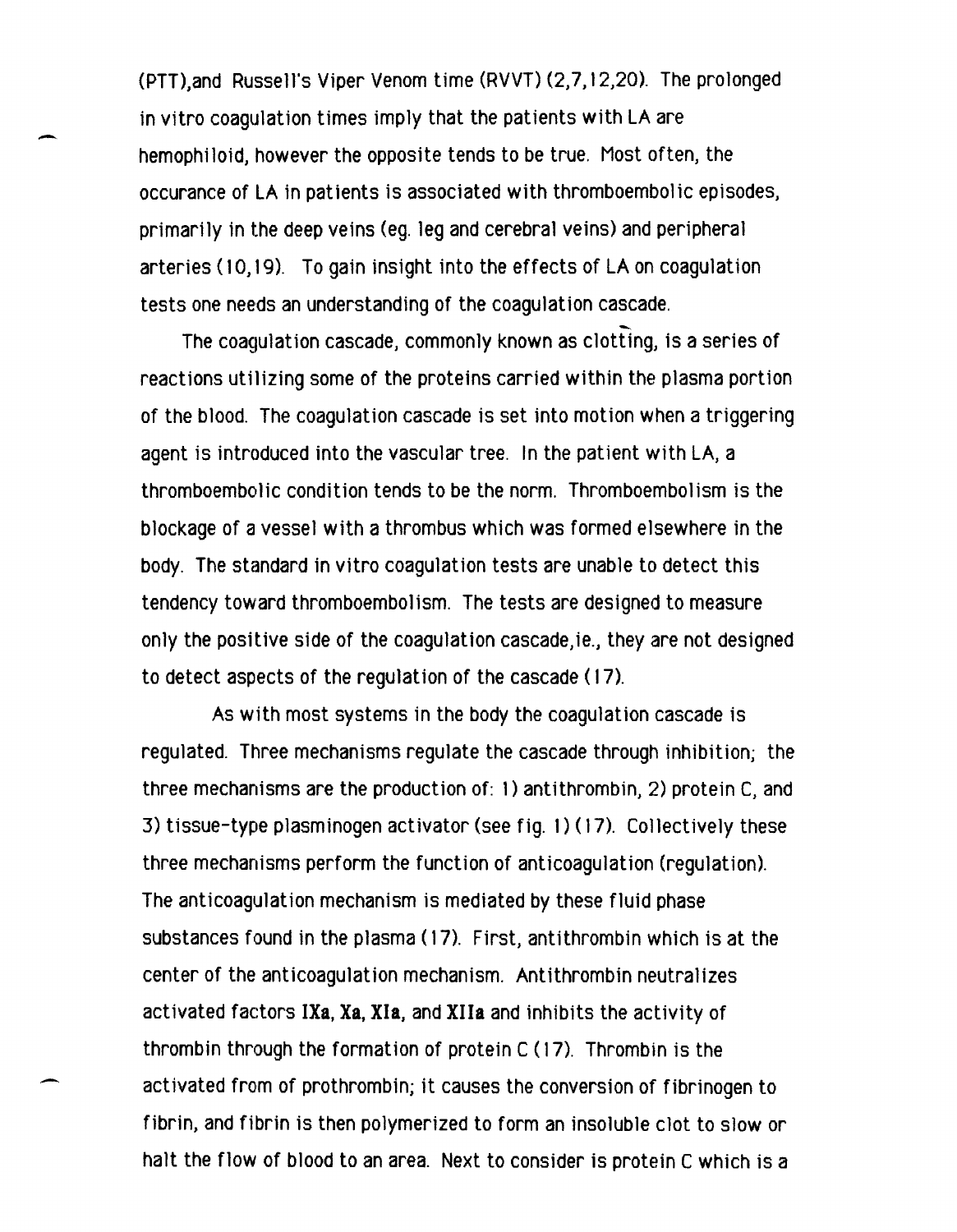(PTT),and Russell's Viper Venom time (RVVT) (2,7,12,20). The prolonged in vitro coagulation times imply that the patients with LA are hemophiloid, however the opposite tends to be true. Most often, the occurance of LA in patients is associated with thromboembolic episodes, primarily in the deep veins (eg. leg and cerebral veins) and peripheral arteries (10,19). To gain insight into the effects of LA on coagulation tests one needs an understanding of the coagulation cascade.

The coagulation cascade, commonly known as clotting, is a series of reactions utilizing some of the proteins carried within the plasma portion of the blood. The coagulation cascade is set into motion when a triggering agent is introduced into the vascular tree. In the patient with LA, a thromboembolic condition tends to be the norm. Thromboembolism is the blockage of a vessel with a thrombus which was formed elsewhere in the body. The standard in vitro coagulation tests are unable to detect this tendency toward thromboembolism. The tests are designed to measure only the positive side of the coagulation cascade,ie., they are not designed to detect aspects of the regulation of the cascade (17).

As with most systems in the body the coagulation cascade is regulated. Three mechanisms regulate the cascade through inhibition; the three mechanisms are the production of: 1) antithrombin, 2) protein C, and 3) tissue-type plasminogen activator (see fig. 1) (17). Collectively these three mechanisms perform the function of anticoagulation (regulation). The anticoagulation mechanism is mediated by these fluid phase substances found in the plasma (17). First, antithrombin which is at the center of the anticoagulation mechanism. Antithrombin neutralizes activated factors **IXa**, **Xa**, **XIa**, and **XIIa** and inhibits the activity of thrombin through the formation of protein C (17). Thrombin is the activated from of prothrombin; it causes the conversion of fibrinogen to fibrin, and fibrin is then polymerized to form an insoluble clot to slow or halt the flow of blood to an area. Next to consider is protein C which is a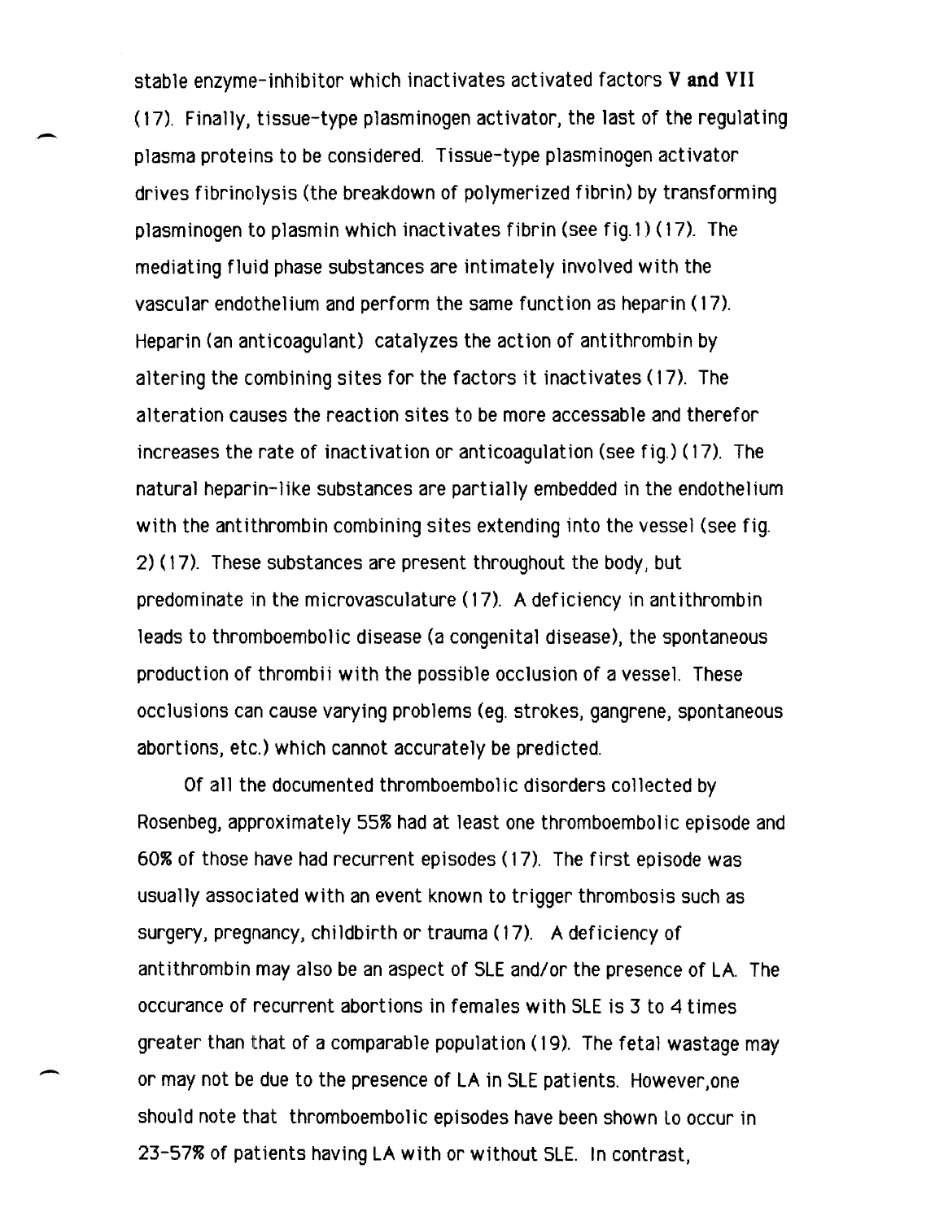stable enzyme-inhibitor which inactivates activated factors **V and VII** (17). Finally, tissue-type plasminogen activator, the last of the regulating plasma proteins to be considered. Tissue-type plasminogen activator drives fibrinolysis (the breakdown of polymerized fibrin) by transforming plasminogen to plasmin which inactivates fibrin (see fig.1) (17). The mediating fluid phase substances are intimately involved with the vascular endothelium and perform the same function as heparin (17). Heparin (an anticoagulant) catalyzes the action of antithrombin by altering the combining sites for the factors it inactivates (17). The alteration causes the reaction sites to be more accessable and therefor increases the rate of inactivation or anticoagulation (see fig.) (17). The natural heparin-like substances are partially embedded in the endothelium with the antithrombin combining sites extending into the vessel (see fig. 2) (17). These substances are present throughout the body, but predominate in the microvasculature (17). A deficiency in antithrombin leads to thromboembolic disease (a congenital disease), the spontaneous production of thrombii with the possible occlusion of a vessel. These occlusions can cause varying problems (eg. strokes, gangrene, spontaneous abortions, etc.) which cannot accurately be predicted.

Of all the documented thromboembolic disorders collected by Rosenbeg, approximately 55% had at least one thromboembolic episode and 60% of those have had recurrent episodes (17). The first episode was usually associated with an event known to trigger thrombosis such as surgery, pregnancy, childbirth or trauma (17). A deficiency of antithrombin may also be an aspect of SLE and/or the presence of LA. The occurance of recurrent abortions in females with SLE is 3 to 4 times greater than that of a comparable population (19). The fetal wastage may or may not be due to the presence of LA in SLE patients. However,one should note that thromboembolic episodes have been shown to occur in 23-57% of patients having LA with or without SLE. In contrast,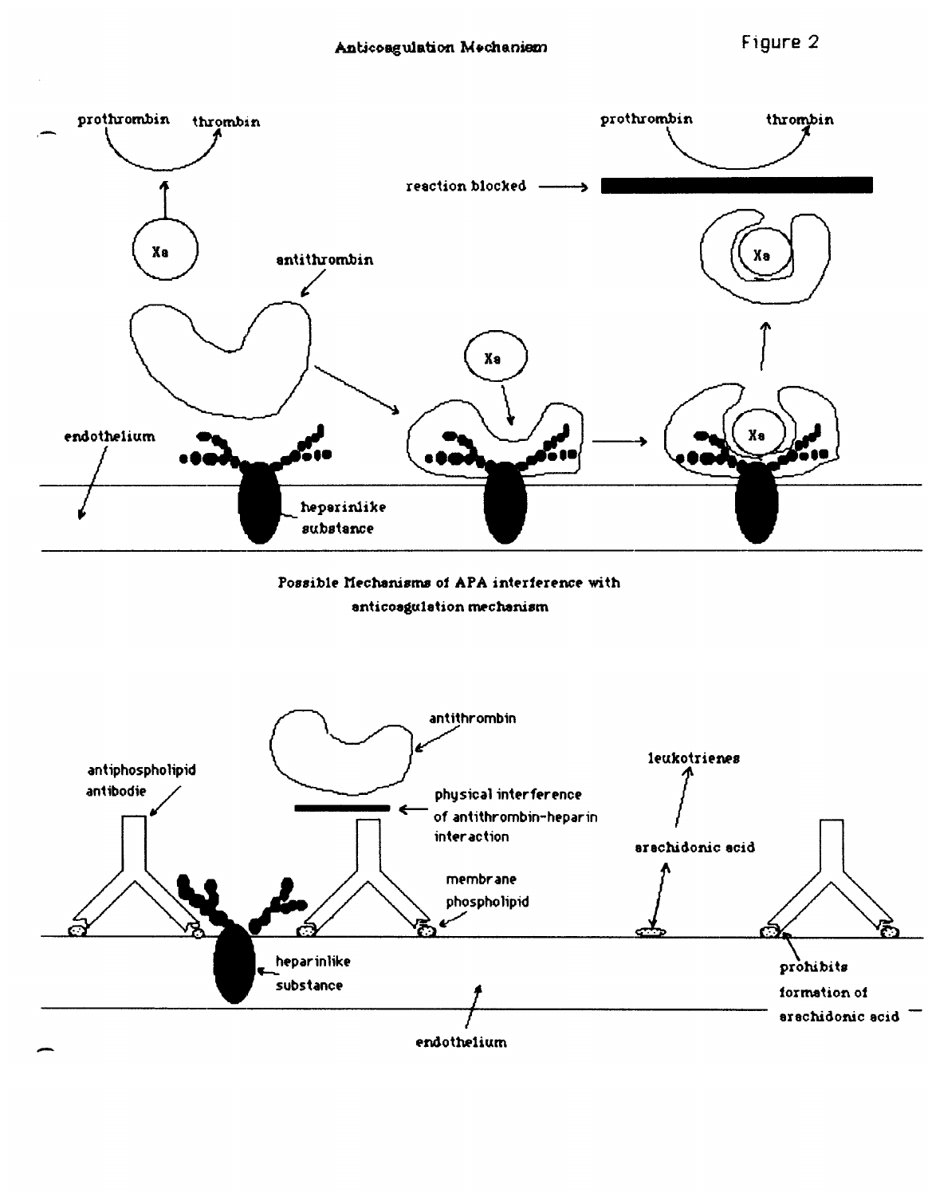Figure 2

## Anticoagulation Mechanism

prothrombin → thrombin

Xa

antithrombin

endothelium

heparinlike substance

reaction blocked

### Possible Mechanisms of APA interference with anticoagulation mechanism

antiphospholipid antibodie

antithrombin

physical interference of antithrombin-heparin interaction

membrane phospholipid

heparinlike substance

endothelium

leukotrienes

arachidonic acid

prohibits formation of arachidonic acid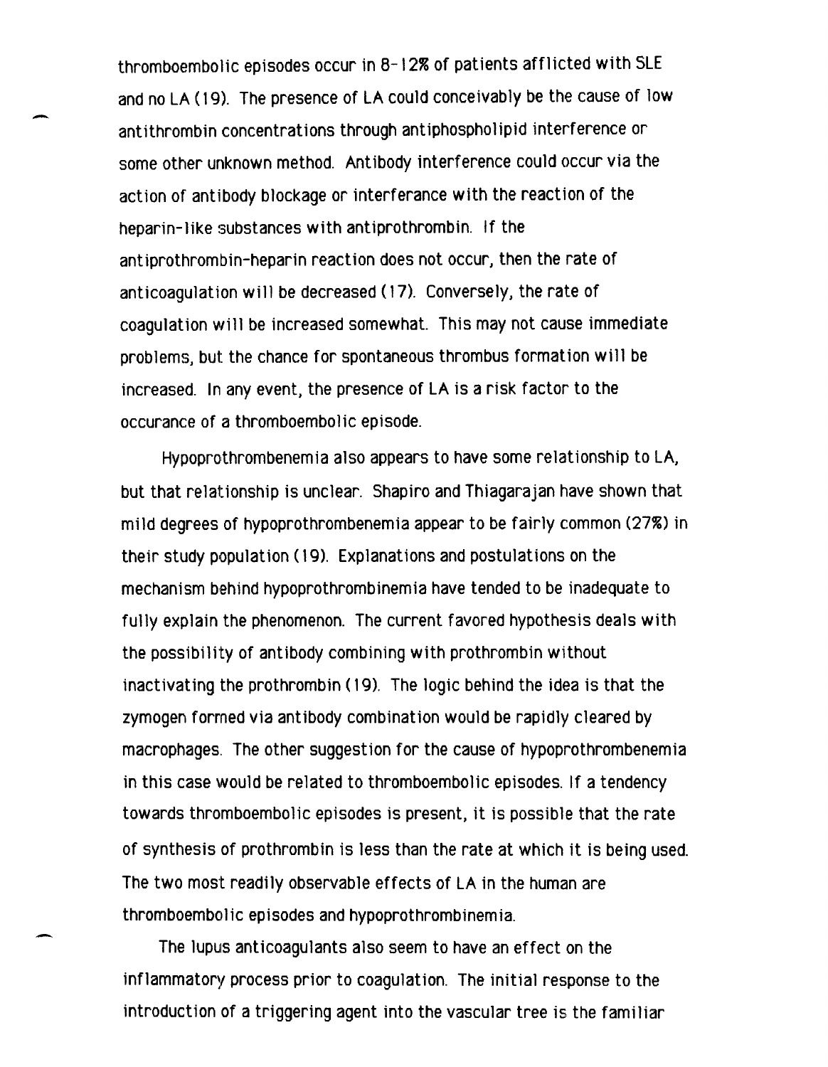thromboembolic episodes occur in 8-12% of patients afflicted with SLE and no LA (19). The presence of LA could conceivably be the cause of low antithrombin concentrations through antiphospholipid interference or some other unknown method. Antibody interference could occur via the action of antibody blockage or interferance with the reaction of the heparin-like substances with antiprothrombin. If the antiprothrombin-heparin reaction does not occur, then the rate of anticoagulation will be decreased (17). Conversely, the rate of coagulation will be increased somewhat. This may not cause immediate problems, but the chance for spontaneous thrombus formation will be increased. In any event, the presence of LA is a risk factor to the occurance of a thromboembolic episode.

Hypoprothrombenemia also appears to have some relationship to LA, but that relationship is unclear. Shapiro and Thiagarajan have shown that mild degrees of hypoprothrombenemia appear to be fairly common (27%) in their study population (19). Explanations and postulations on the mechanism behind hypoprothrombinemia have tended to be inadequate to fully explain the phenomenon. The current favored hypothesis deals with the possibility of antibody combining with prothrombin without inactivating the prothrombin (19). The logic behind the idea is that the zymogen formed via antibody combination would be rapidly cleared by macrophages. The other suggestion for the cause of hypoprothrombenemia in this case would be related to thromboembolic episodes. If a tendency towards thromboembolic episodes is present, it is possible that the rate of synthesis of prothrombin is less than the rate at which it is being used. The two most readily observable effects of LA in the human are thromboembolic episodes and hypoprothrombinemia.

The lupus anticoagulants also seem to have an effect on the inflammatory process prior to coagulation. The initial response to the introduction of a triggering agent into the vascular tree is the familiar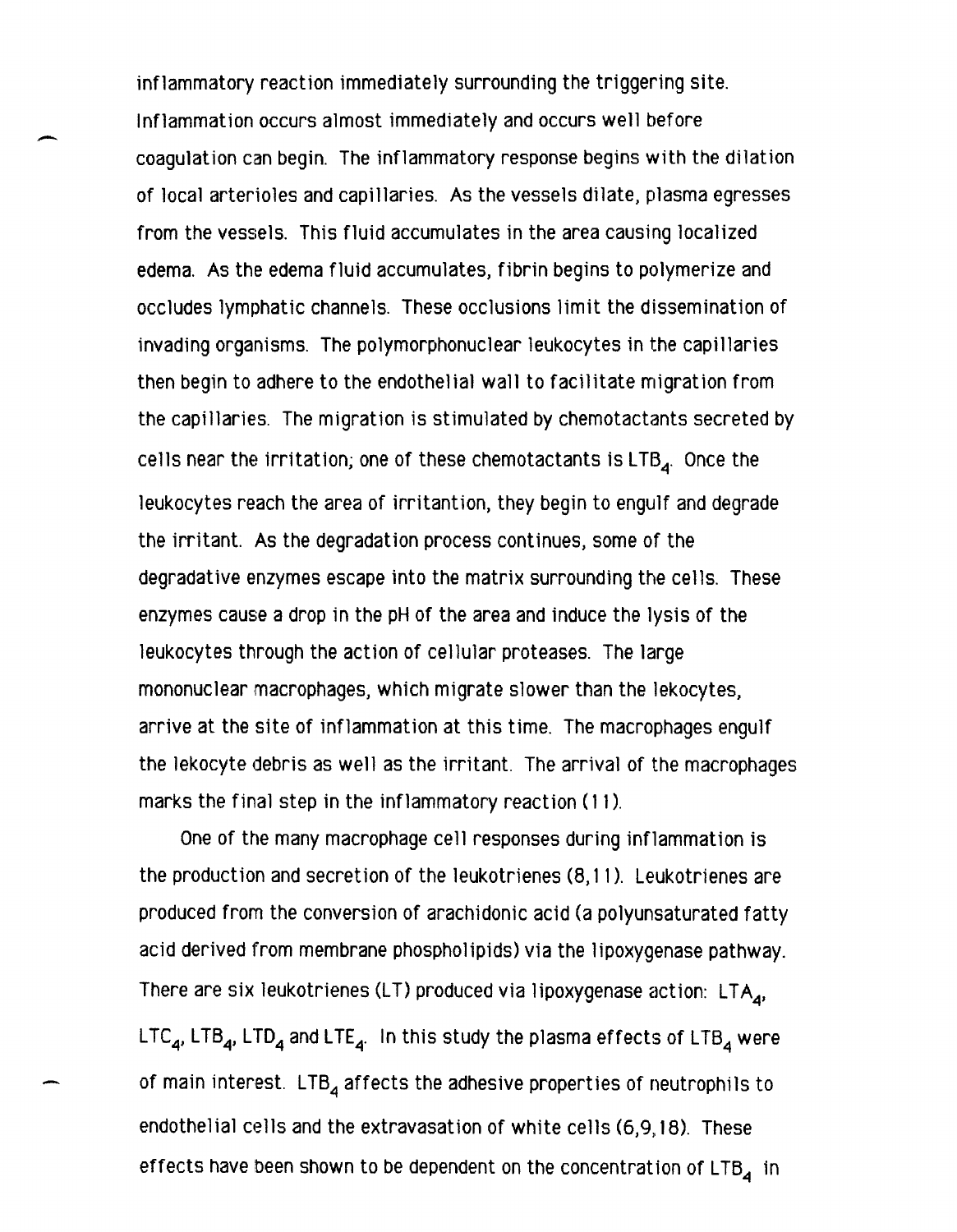inflammatory reaction immediately surrounding the triggering site. Inflammation occurs almost immediately and occurs well before coagulation can begin. The inflammatory response begins with the dilation of local arterioles and capillaries. As the vessels dilate, plasma egresses from the vessels. This fluid accumulates in the area causing localized edema. As the edema fluid accumulates, fibrin begins to polymerize and occludes lymphatic channels. These occlusions limit the dissemination of invading organisms. The polymorphonuclear leukocytes in the capillaries then begin to adhere to the endothelial wall to facilitate migration from the capillaries. The migration is stimulated by chemotactants secreted by cells near the irritation; one of these chemotactants is $LTB_4$. Once the leukocytes reach the area of irritantion, they begin to engulf and degrade the irritant. As the degradation process continues, some of the degradative enzymes escape into the matrix surrounding the cells. These enzymes cause a drop in the pH of the area and induce the lysis of the leukocytes through the action of cellular proteases. The large mononuclear macrophages, which migrate slower than the lekocytes, arrive at the site of inflammation at this time. The macrophages engulf the lekocyte debris as well as the irritant. The arrival of the macrophages marks the final step in the inflammatory reaction (11).

One of the many macrophage cell responses during inflammation is the production and secretion of the leukotrienes (8,11). Leukotrienes are produced from the conversion of arachidonic acid (a polyunsaturated fatty acid derived from membrane phospholipids) via the lipoxygenase pathway. There are six leukotrienes (LT) produced via lipoxygenase action: $LTA_4$, $LTC_4$, $LTB_4$, $LTD_4$ and $LTE_4$. In this study the plasma effects of $LTB_4$ were of main interest. $LTB_4$ affects the adhesive properties of neutrophils to endothelial cells and the extravasation of white cells (6,9,18). These effects have been shown to be dependent on the concentration of $LTB_4$ in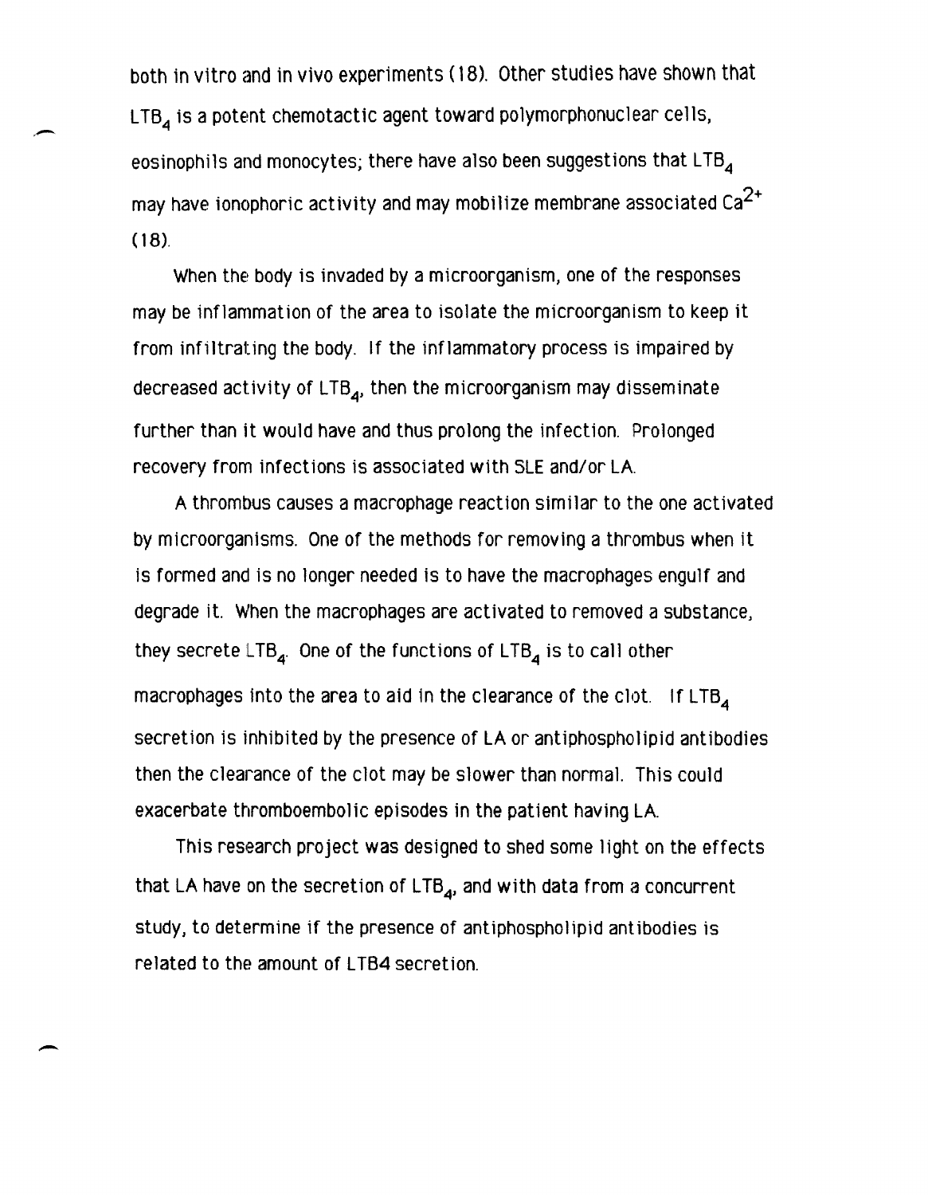both in vitro and in vivo experiments (18). Other studies have shown that $LTB_4$ is a potent chemotactic agent toward polymorphonuclear cells, eosinophils and monocytes; there have also been suggestions that $LTB_4$ may have ionophoric activity and may mobilize membrane associated $Ca^{2+}$ (18).

When the body is invaded by a microorganism, one of the responses may be inflammation of the area to isolate the microorganism to keep it from infiltrating the body. If the inflammatory process is impaired by decreased activity of $LTB_4$, then the microorganism may disseminate further than it would have and thus prolong the infection. Prolonged recovery from infections is associated with SLE and/or LA.

A thrombus causes a macrophage reaction similar to the one activated by microorganisms. One of the methods for removing a thrombus when it is formed and is no longer needed is to have the macrophages engulf and degrade it. When the macrophages are activated to removed a substance, they secrete $LTB_4$. One of the functions of $LTB_4$ is to call other macrophages into the area to aid in the clearance of the clot. If $LTB_4$ secretion is inhibited by the presence of LA or antiphospholipid antibodies then the clearance of the clot may be slower than normal. This could exacerbate thromboembolic episodes in the patient having LA.

This research project was designed to shed some light on the effects that LA have on the secretion of $LTB_4$, and with data from a concurrent study, to determine if the presence of antiphospholipid antibodies is related to the amount of LTB4 secretion.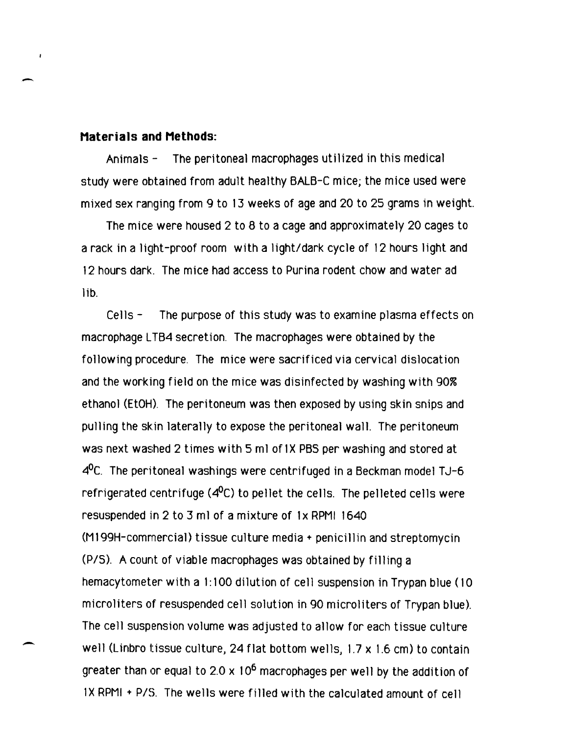**Materials and Methods:**

Animals - The peritoneal macrophages utilized in this medical study were obtained from adult healthy BALB-C mice; the mice used were mixed sex ranging from 9 to 13 weeks of age and 20 to 25 grams in weight.

The mice were housed 2 to 8 to a cage and approximately 20 cages to a rack in a light-proof room with a light/dark cycle of 12 hours light and 12 hours dark. The mice had access to Purina rodent chow and water ad lib.

Cells - The purpose of this study was to examine plasma effects on macrophage LTB4 secretion. The macrophages were obtained by the following procedure. The mice were sacrificed via cervical dislocation and the working field on the mice was disinfected by washing with 90% ethanol (EtOH). The peritoneum was then exposed by using skin snips and pulling the skin laterally to expose the peritoneal wall. The peritoneum was next washed 2 times with 5 ml of 1X PBS per washing and stored at $4^{0}$C. The peritoneal washings were centrifuged in a Beckman model TJ-6 refrigerated centrifuge ($4^{0}$C) to pellet the cells. The pelleted cells were resuspended in 2 to 3 ml of a mixture of 1x RPMI 1640 (M199H-commercial) tissue culture media + penicillin and streptomycin (P/S). A count of viable macrophages was obtained by filling a hemacytometer with a 1:100 dilution of cell suspension in Trypan blue (10 microliters of resuspended cell solution in 90 microliters of Trypan blue). The cell suspension volume was adjusted to allow for each tissue culture well (Linbro tissue culture, 24 flat bottom wells, 1.7 x 1.6 cm) to contain greater than or equal to $2.0 \times 10^{6}$ macrophages per well by the addition of 1X RPMI + P/S. The wells were filled with the calculated amount of cell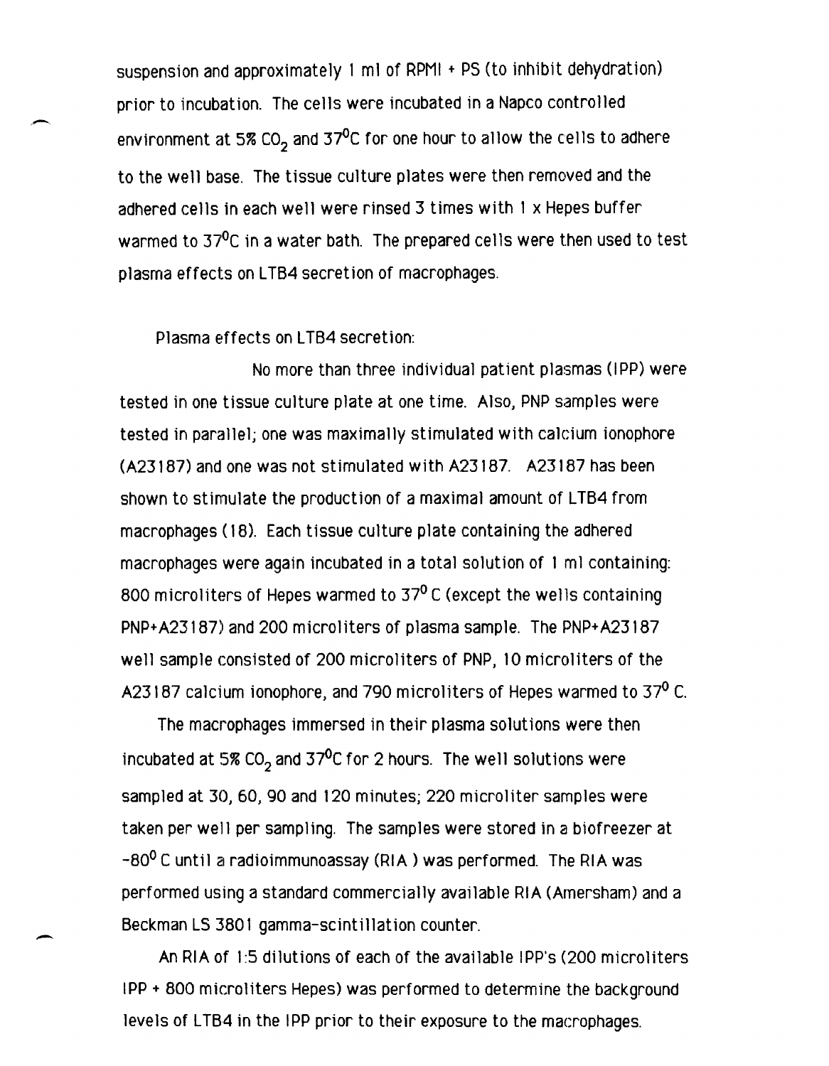suspension and approximately 1 ml of RPMI + PS (to inhibit dehydration) prior to incubation. The cells were incubated in a Napco controlled environment at 5% $CO_2$ and 37$^0$C for one hour to allow the cells to adhere to the well base. The tissue culture plates were then removed and the adhered cells in each well were rinsed 3 times with 1 x Hepes buffer warmed to 37$^0$C in a water bath. The prepared cells were then used to test plasma effects on LTB4 secretion of macrophages.

Plasma effects on LTB4 secretion:

No more than three individual patient plasmas (IPP) were tested in one tissue culture plate at one time. Also, PNP samples were tested in parallel; one was maximally stimulated with calcium ionophore (A23187) and one was not stimulated with A23187. A23187 has been shown to stimulate the production of a maximal amount of LTB4 from macrophages (18). Each tissue culture plate containing the adhered macrophages were again incubated in a total solution of 1 ml containing: 800 microliters of Hepes warmed to 37$^0$ C (except the wells containing PNP+A23187) and 200 microliters of plasma sample. The PNP+A23187 well sample consisted of 200 microliters of PNP, 10 microliters of the A23187 calcium ionophore, and 790 microliters of Hepes warmed to 37$^0$ C.

The macrophages immersed in their plasma solutions were then incubated at 5% $CO_2$ and 37$^0$C for 2 hours. The well solutions were sampled at 30, 60, 90 and 120 minutes; 220 microliter samples were taken per well per sampling. The samples were stored in a biofreezer at -80$^0$ C until a radioimmunoassay (RIA ) was performed. The RIA was performed using a standard commercially available RIA (Amersham) and a Beckman LS 3801 gamma-scintillation counter.

An RIA of 1:5 dilutions of each of the available IPP's (200 microliters IPP + 800 microliters Hepes) was performed to determine the background levels of LTB4 in the IPP prior to their exposure to the macrophages.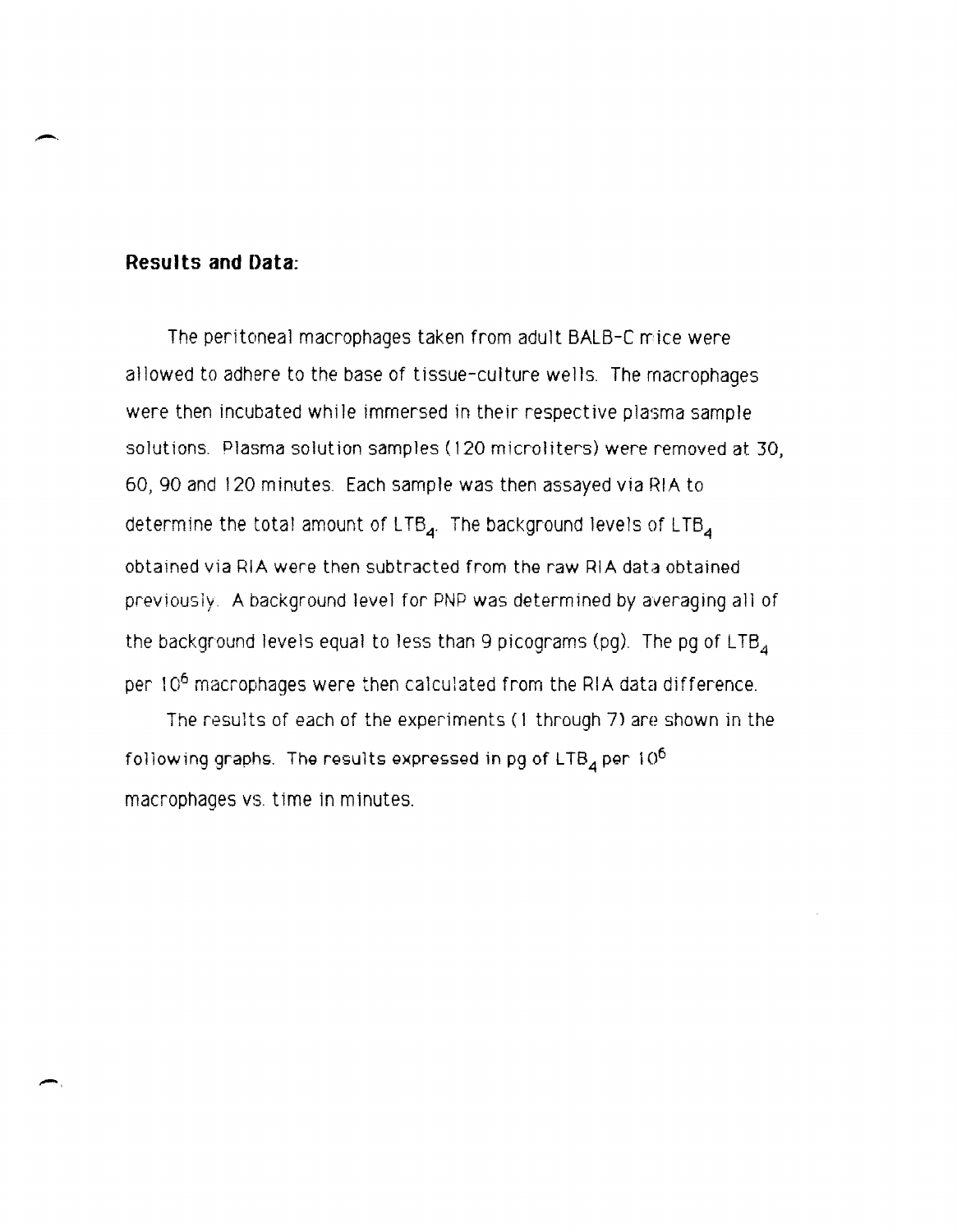**Results and Data:**

The peritoneal macrophages taken from adult BALB-C mice were allowed to adhere to the base of tissue-culture wells. The macrophages were then incubated while immersed in their respective plasma sample solutions. Plasma solution samples (120 microliters) were removed at 30, 60, 90 and 120 minutes. Each sample was then assayed via RIA to determine the total amount of $LTB_4$. The background levels of $LTB_4$ obtained via RIA were then subtracted from the raw RIA data obtained previously. A background level for PNP was determined by averaging all of the background levels equal to less than 9 picograms (pg). The pg of $LTB_4$ per $10^6$ macrophages were then calculated from the RIA data difference.

The results of each of the experiments (1 through 7) are shown in the following graphs. The results expressed in pg of $LTB_4$ per $10^6$ macrophages vs. time in minutes.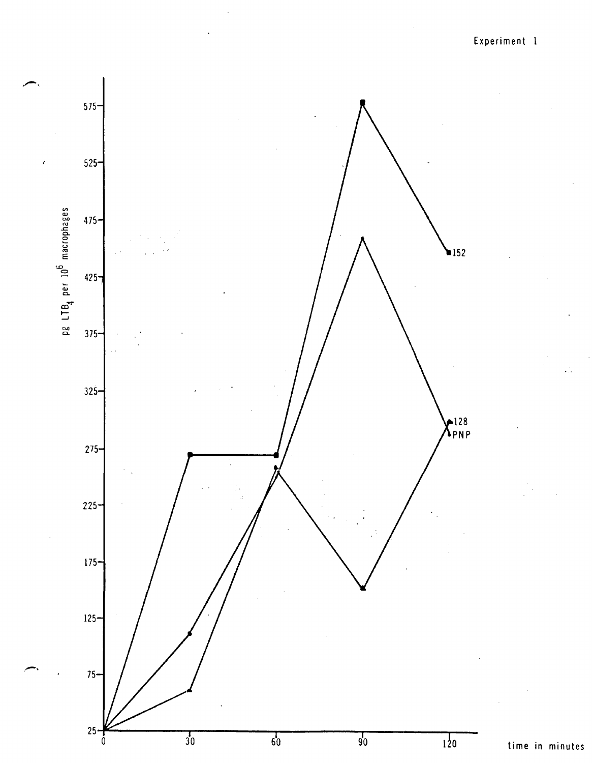Experiment 1

pg $LTB_4$ per $10^6$ macrophages

575
525
475
425
375
325
275
225
175
125
75
25

0 30 60 90 120

time in minutes

152

128

PNP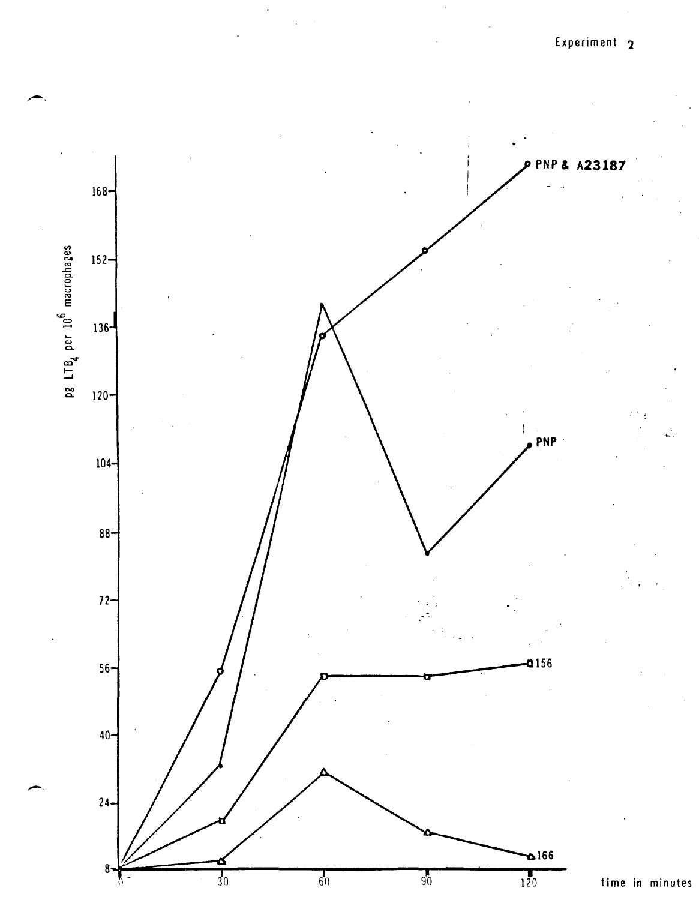Experiment 2

pg $LTB_4$ per $10^6$ macrophages

168
152
136
120
104
88
72
56
40
24
8

0 30 60 90 120 time in minutes

PNP & A23187

PNP

156

166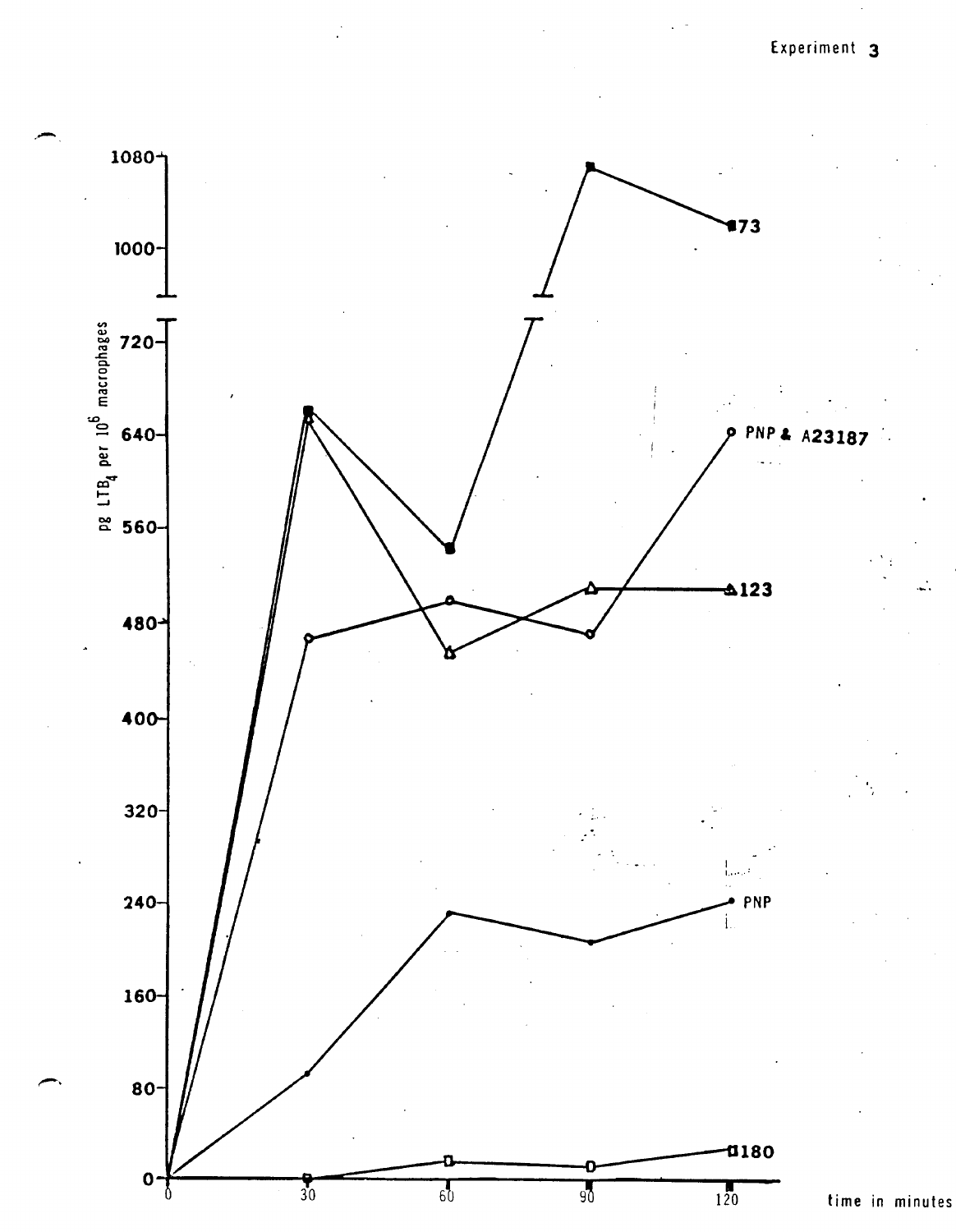Experiment 3

| time in minutes | 0 | 30 | 60 | 90 | 120 |
|---|---|---|---|---|---|
| 73 (■) | 0 | 660 | 540 | 1070 | 1020 |
| 123 (△) | 0 | 655 | 455 | 510 | 510 |
| PNP & A23187 (○) | 0 | 465 | 500 | 470 | 645 |
| PNP (●) | 0 | 95 | 230 | 205 | 240 |
| 180 (□) | 0 | 0 | 15 | 10 | 25 |

pg $LTB_4$ per $10^6$ macrophages

time in minutes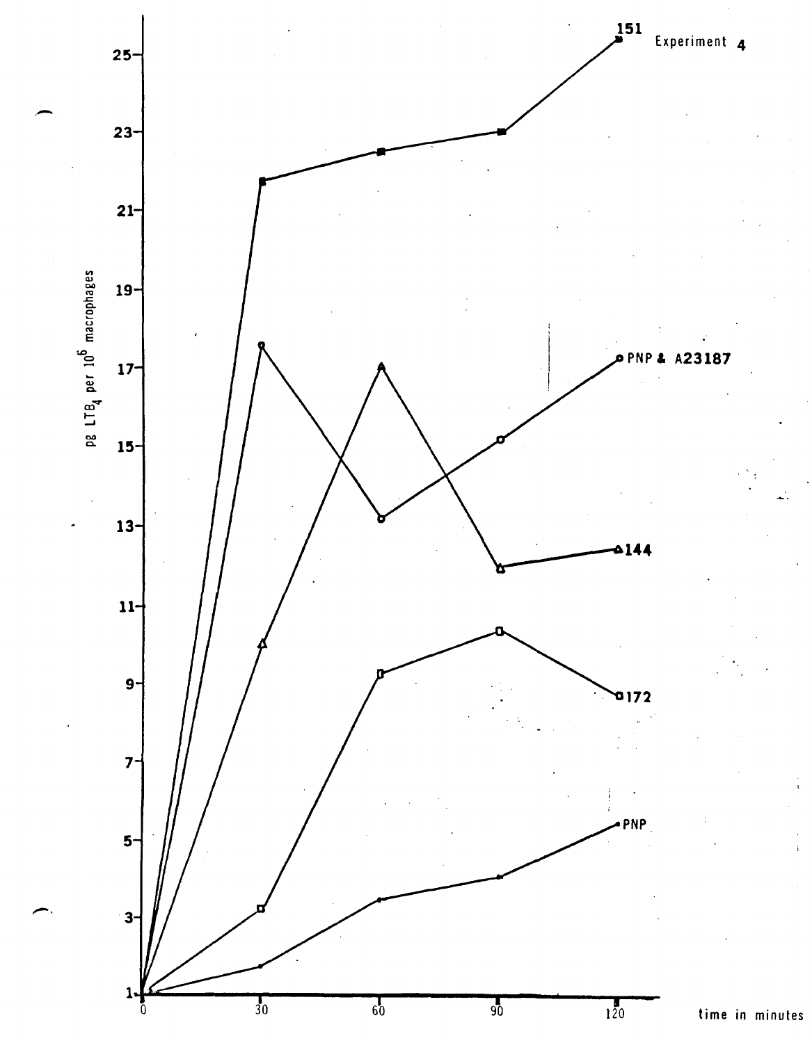Experiment 4

pg $LTB_4$ per $10^6$ macrophages

25, 23, 21, 19, 17, 15, 13, 11, 9, 7, 5, 3, 1

0, 30, 60, 90, 120

time in minutes

151

PNP & A23187

144

172

PNP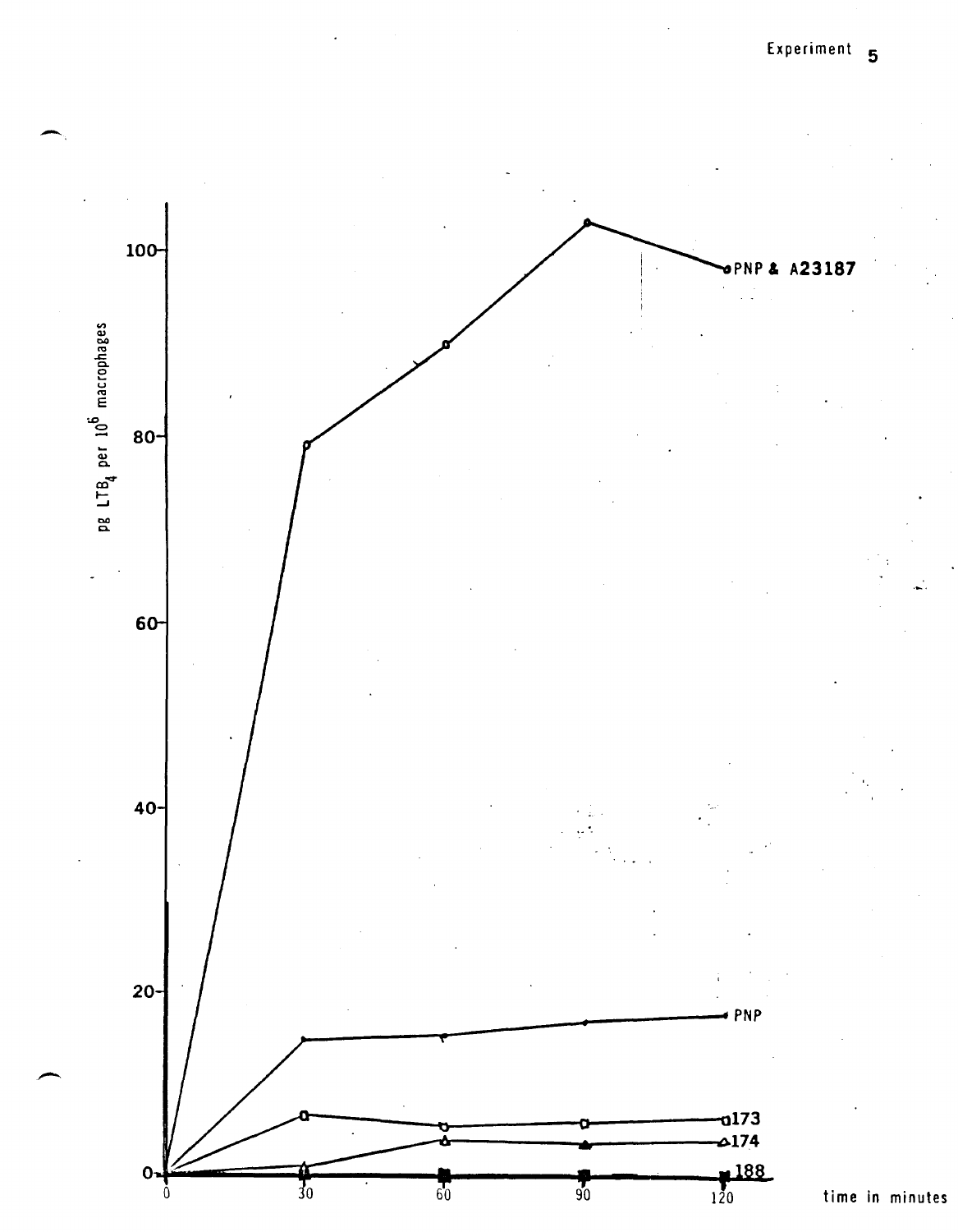Experiment 5

pg $LTB_4$ per $10^6$ macrophages

100

80

60

40

20

0

0 30 60 90 120 time in minutes

PNP & A23187

PNP

173

174

188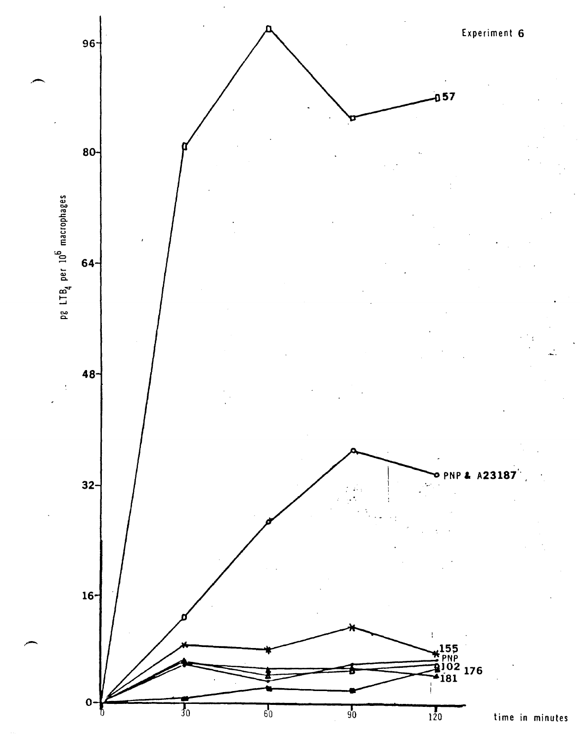Experiment 6

pg $LTB_4$ per $10^6$ macrophages

96
80
64
48
32
16
0

0 30 60 90 120

time in minutes

57

PNP & A23187

155
PNP
102
176
181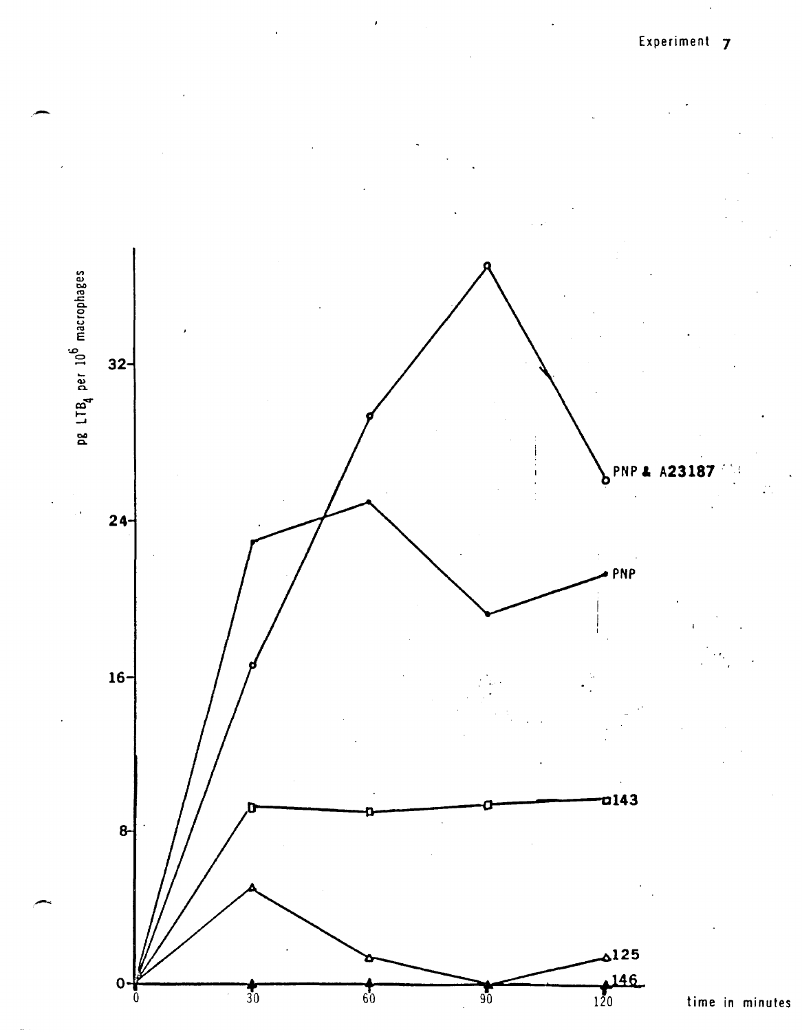Experiment 7

pg $LTB_4$ per $10^6$ macrophages

32

24

16

8

0

0 30 60 90 120 time in minutes

PNP & A23187

PNP

143

125

146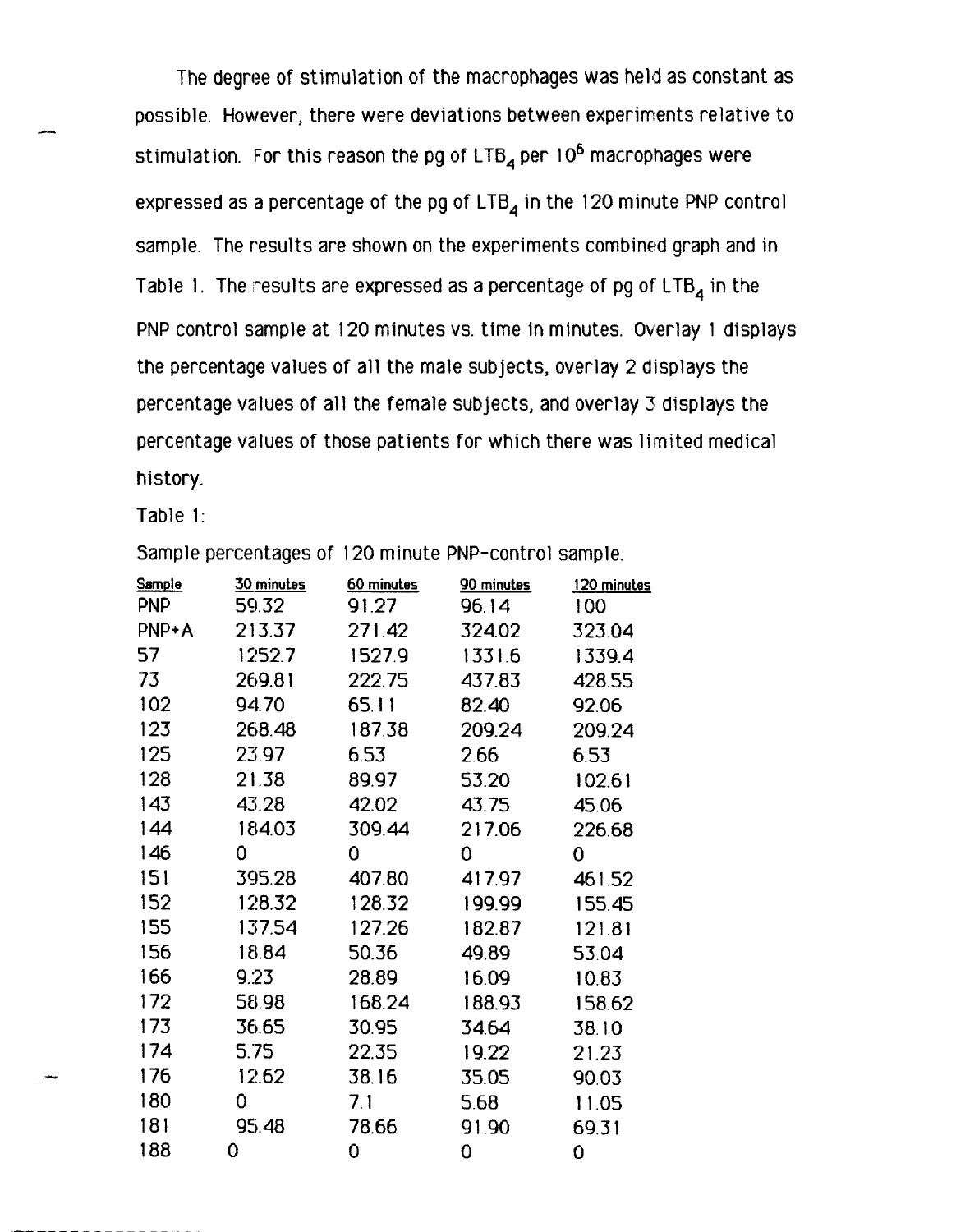The degree of stimulation of the macrophages was held as constant as possible. However, there were deviations between experiments relative to stimulation. For this reason the pg of $LTB_4$ per $10^6$ macrophages were expressed as a percentage of the pg of $LTB_4$ in the 120 minute PNP control sample. The results are shown on the experiments combined graph and in Table 1. The results are expressed as a percentage of pg of $LTB_4$ in the PNP control sample at 120 minutes vs. time in minutes. Overlay 1 displays the percentage values of all the male subjects, overlay 2 displays the percentage values of all the female subjects, and overlay 3 displays the percentage values of those patients for which there was limited medical history.

Table 1:

Sample percentages of 120 minute PNP-control sample.

| Sample | 30 minutes | 60 minutes | 90 minutes | 120 minutes |
|---|---|---|---|---|
| PNP | 59.32 | 91.27 | 96.14 | 100 |
| PNP+A | 213.37 | 271.42 | 324.02 | 323.04 |
| 57 | 1252.7 | 1527.9 | 1331.6 | 1339.4 |
| 73 | 269.81 | 222.75 | 437.83 | 428.55 |
| 102 | 94.70 | 65.11 | 82.40 | 92.06 |
| 123 | 268.48 | 187.38 | 209.24 | 209.24 |
| 125 | 23.97 | 6.53 | 2.66 | 6.53 |
| 128 | 21.38 | 89.97 | 53.20 | 102.61 |
| 143 | 43.28 | 42.02 | 43.75 | 45.06 |
| 144 | 184.03 | 309.44 | 217.06 | 226.68 |
| 146 | 0 | 0 | 0 | 0 |
| 151 | 395.28 | 407.80 | 417.97 | 461.52 |
| 152 | 128.32 | 128.32 | 199.99 | 155.45 |
| 155 | 137.54 | 127.26 | 182.87 | 121.81 |
| 156 | 18.84 | 50.36 | 49.89 | 53.04 |
| 166 | 9.23 | 28.89 | 16.09 | 10.83 |
| 172 | 58.98 | 168.24 | 188.93 | 158.62 |
| 173 | 36.65 | 30.95 | 34.64 | 38.10 |
| 174 | 5.75 | 22.35 | 19.22 | 21.23 |
| 176 | 12.62 | 38.16 | 35.05 | 90.03 |
| 180 | 0 | 7.1 | 5.68 | 11.05 |
| 181 | 95.48 | 78.66 | 91.90 | 69.31 |
| 188 | 0 | 0 | 0 | 0 |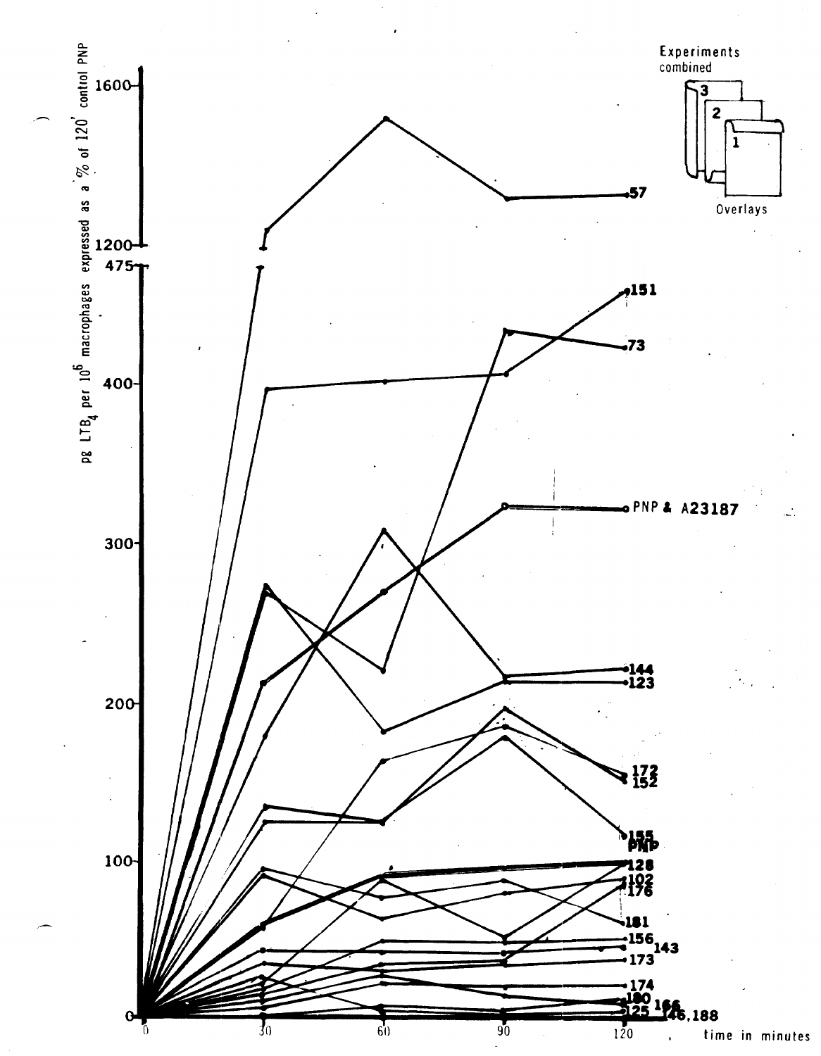Experiments combined

3

2

1

Overlays

pg $LTB_4$ per $10^6$ macrophages expressed as a % of 120' control PNP

1600

1200

475

400

300

200

100

0

0

30

60

90

120

time in minutes

57

151

73

PNP & A23187

144

123

172

152

155

PNP

128

102

176

181

156

143

173

174

180

166

125

146,188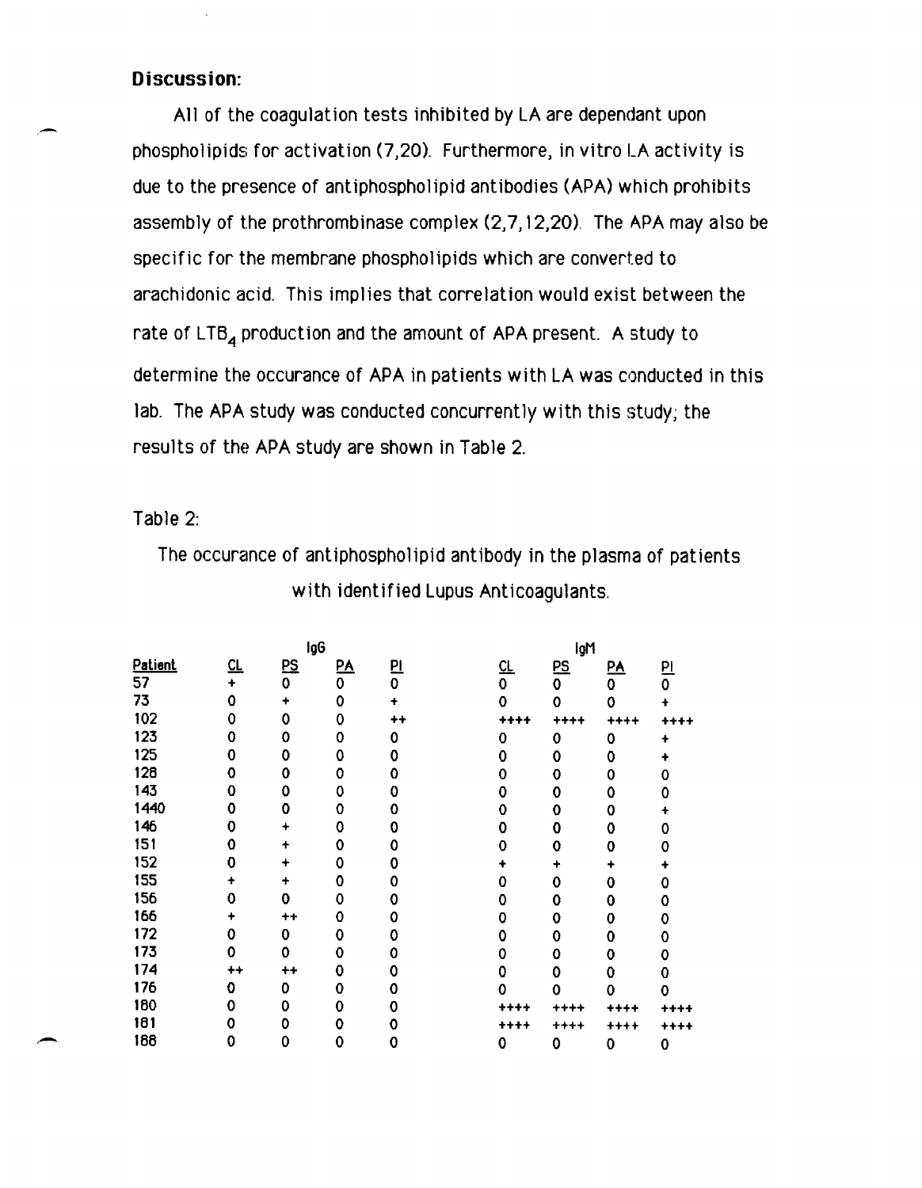## Discussion:

All of the coagulation tests inhibited by LA are dependant upon phospholipids for activation (7,20). Furthermore, in vitro LA activity is due to the presence of antiphospholipid antibodies (APA) which prohibits assembly of the prothrombinase complex (2,7,12,20). The APA may also be specific for the membrane phospholipids which are converted to arachidonic acid. This implies that correlation would exist between the rate of $LTB_4$ production and the amount of APA present. A study to determine the occurance of APA in patients with LA was conducted in this lab. The APA study was conducted concurrently with this study; the results of the APA study are shown in Table 2.

Table 2:

The occurance of antiphospholipid antibody in the plasma of patients with identified Lupus Anticoagulants.

| | IgG | | | | IgM | | | |
|---|---|---|---|---|---|---|---|---|
| Patient | CL | PS | PA | PI | CL | PS | PA | PI |
| 57 | + | 0 | 0 | 0 | 0 | 0 | 0 | 0 |
| 73 | 0 | + | 0 | + | 0 | 0 | 0 | + |
| 102 | 0 | 0 | 0 | ++ | ++++ | ++++ | ++++ | ++++ |
| 123 | 0 | 0 | 0 | 0 | 0 | 0 | 0 | + |
| 125 | 0 | 0 | 0 | 0 | 0 | 0 | 0 | + |
| 128 | 0 | 0 | 0 | 0 | 0 | 0 | 0 | 0 |
| 143 | 0 | 0 | 0 | 0 | 0 | 0 | 0 | 0 |
| 1440 | 0 | 0 | 0 | 0 | 0 | 0 | 0 | + |
| 146 | 0 | + | 0 | 0 | 0 | 0 | 0 | 0 |
| 151 | 0 | + | 0 | 0 | 0 | 0 | 0 | 0 |
| 152 | 0 | + | 0 | 0 | + | + | + | + |
| 155 | + | + | 0 | 0 | 0 | 0 | 0 | 0 |
| 156 | 0 | 0 | 0 | 0 | 0 | 0 | 0 | 0 |
| 166 | + | ++ | 0 | 0 | 0 | 0 | 0 | 0 |
| 172 | 0 | 0 | 0 | 0 | 0 | 0 | 0 | 0 |
| 173 | 0 | 0 | 0 | 0 | 0 | 0 | 0 | 0 |
| 174 | ++ | ++ | 0 | 0 | 0 | 0 | 0 | 0 |
| 176 | 0 | 0 | 0 | 0 | 0 | 0 | 0 | 0 |
| 180 | 0 | 0 | 0 | 0 | ++++ | ++++ | ++++ | ++++ |
| 181 | 0 | 0 | 0 | 0 | ++++ | ++++ | ++++ | ++++ |
| 188 | 0 | 0 | 0 | 0 | 0 | 0 | 0 | 0 |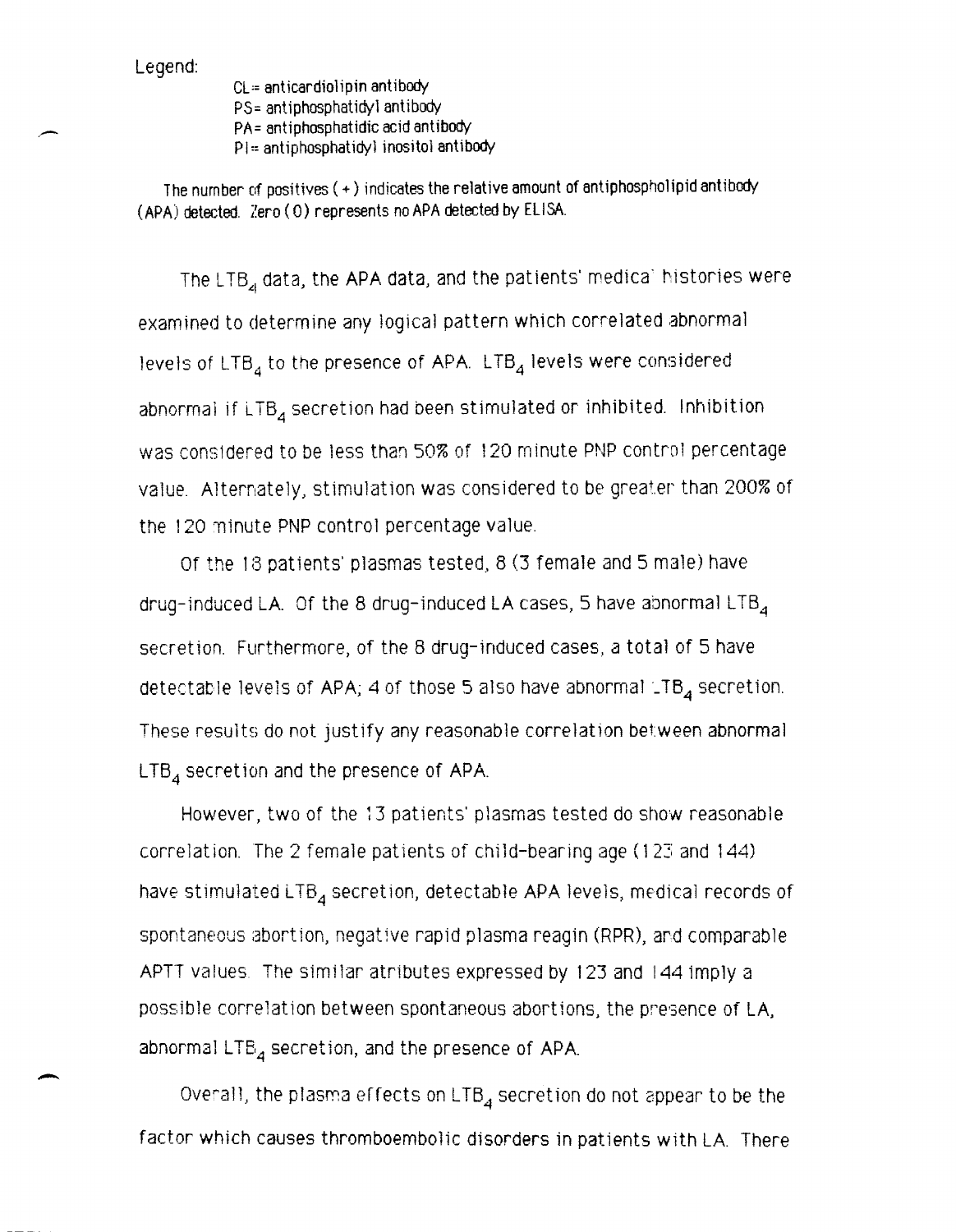Legend:

CL = anticardiolipin antibody
PS = antiphosphatidyl antibody
PA = antiphosphatidic acid antibody
PI = antiphosphatidyl inositol antibody

The number of positives ( + ) indicates the relative amount of antiphospholipid antibody (APA) detected. Zero ( 0 ) represents no APA detected by ELISA.

The $LTB_4$ data, the APA data, and the patients' medical histories were examined to determine any logical pattern which correlated abnormal levels of $LTB_4$ to the presence of APA. $LTB_4$ levels were considered abnormal if $LTB_4$ secretion had been stimulated or inhibited. Inhibition was considered to be less than 50% of 120 minute PNP control percentage value. Alternately, stimulation was considered to be greater than 200% of the 120 minute PNP control percentage value.

Of the 13 patients' plasmas tested, 8 (3 female and 5 male) have drug-induced LA. Of the 8 drug-induced LA cases, 5 have abnormal $LTB_4$ secretion. Furthermore, of the 8 drug-induced cases, a total of 5 have detectable levels of APA; 4 of those 5 also have abnormal $LTB_4$ secretion. These results do not justify any reasonable correlation between abnormal $LTB_4$ secretion and the presence of APA.

However, two of the 13 patients' plasmas tested do show reasonable correlation. The 2 female patients of child-bearing age (123 and 144) have stimulated $LTB_4$ secretion, detectable APA levels, medical records of spontaneous abortion, negative rapid plasma reagin (RPR), and comparable APTT values. The similar atributes expressed by 123 and 144 imply a possible correlation between spontaneous abortions, the presence of LA, abnormal $LTB_4$ secretion, and the presence of APA.

Overall, the plasma effects on $LTB_4$ secretion do not appear to be the factor which causes thromboembolic disorders in patients with LA. There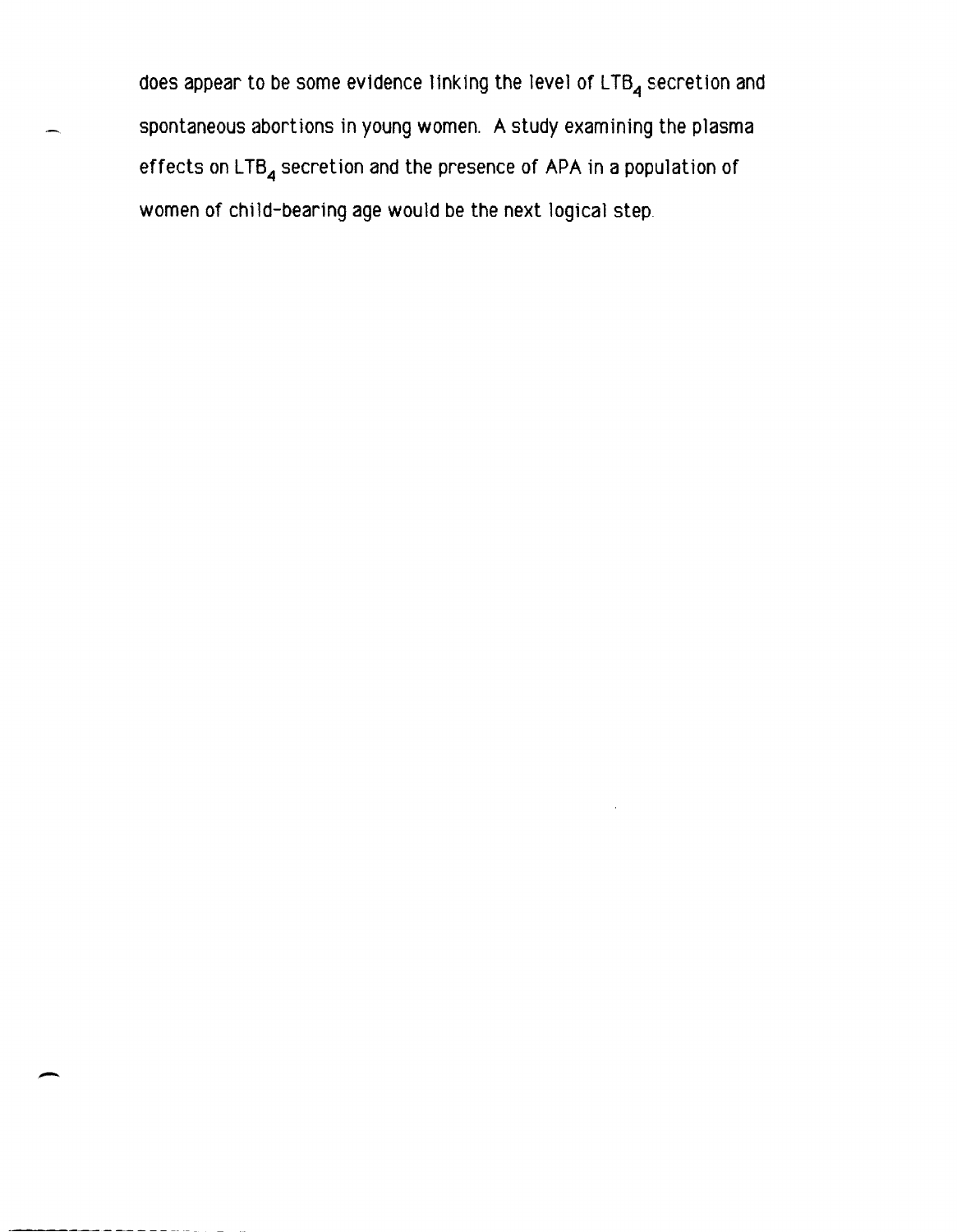does appear to be some evidence linking the level of $LTB_4$ secretion and spontaneous abortions in young women. A study examining the plasma effects on $LTB_4$ secretion and the presence of APA in a population of women of child-bearing age would be the next logical step.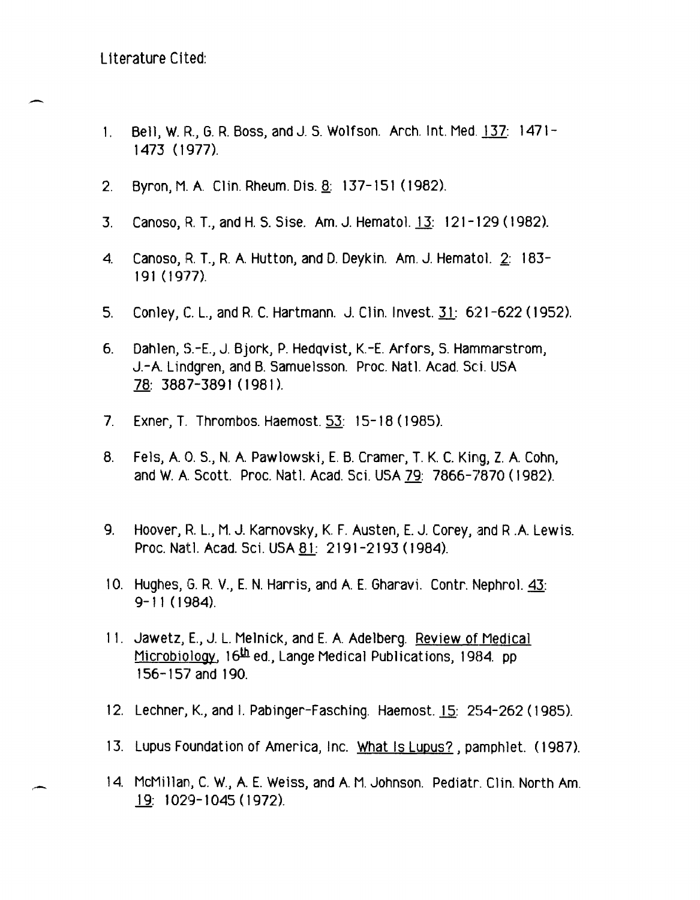Literature Cited:

1. Bell, W. R., G. R. Boss, and J. S. Wolfson. Arch. Int. Med. 137: 1471-1473 (1977).

2. Byron, M. A. Clin. Rheum. Dis. 8: 137-151 (1982).

3. Canoso, R. T., and H. S. Sise. Am. J. Hematol. 13: 121-129 (1982).

4. Canoso, R. T., R. A. Hutton, and D. Deykin. Am. J. Hematol. 2: 183-191 (1977).

5. Conley, C. L., and R. C. Hartmann. J. Clin. Invest. 31: 621-622 (1952).

6. Dahlen, S.-E., J. Bjork, P. Hedqvist, K.-E. Arfors, S. Hammarstrom, J.-A. Lindgren, and B. Samuelsson. Proc. Natl. Acad. Sci. USA 78: 3887-3891 (1981).

7. Exner, T. Thrombos. Haemost. 53: 15-18 (1985).

8. Fels, A. O. S., N. A. Pawlowski, E. B. Cramer, T. K. C. King, Z. A. Cohn, and W. A. Scott. Proc. Natl. Acad. Sci. USA 79: 7866-7870 (1982).

9. Hoover, R. L., M. J. Karnovsky, K. F. Austen, E. J. Corey, and R .A. Lewis. Proc. Natl. Acad. Sci. USA 81: 2191-2193 (1984).

10. Hughes, G. R. V., E. N. Harris, and A. E. Gharavi. Contr. Nephrol. 43: 9-11 (1984).

11. Jawetz, E., J. L. Melnick, and E. A. Adelberg. Review of Medical Microbiology, 16th ed., Lange Medical Publications, 1984. pp 156-157 and 190.

12. Lechner, K., and I. Pabinger-Fasching. Haemost. 15: 254-262 (1985).

13. Lupus Foundation of America, Inc. What Is Lupus?, pamphlet. (1987).

14. McMillan, C. W., A. E. Weiss, and A. M. Johnson. Pediatr. Clin. North Am. 19: 1029-1045 (1972).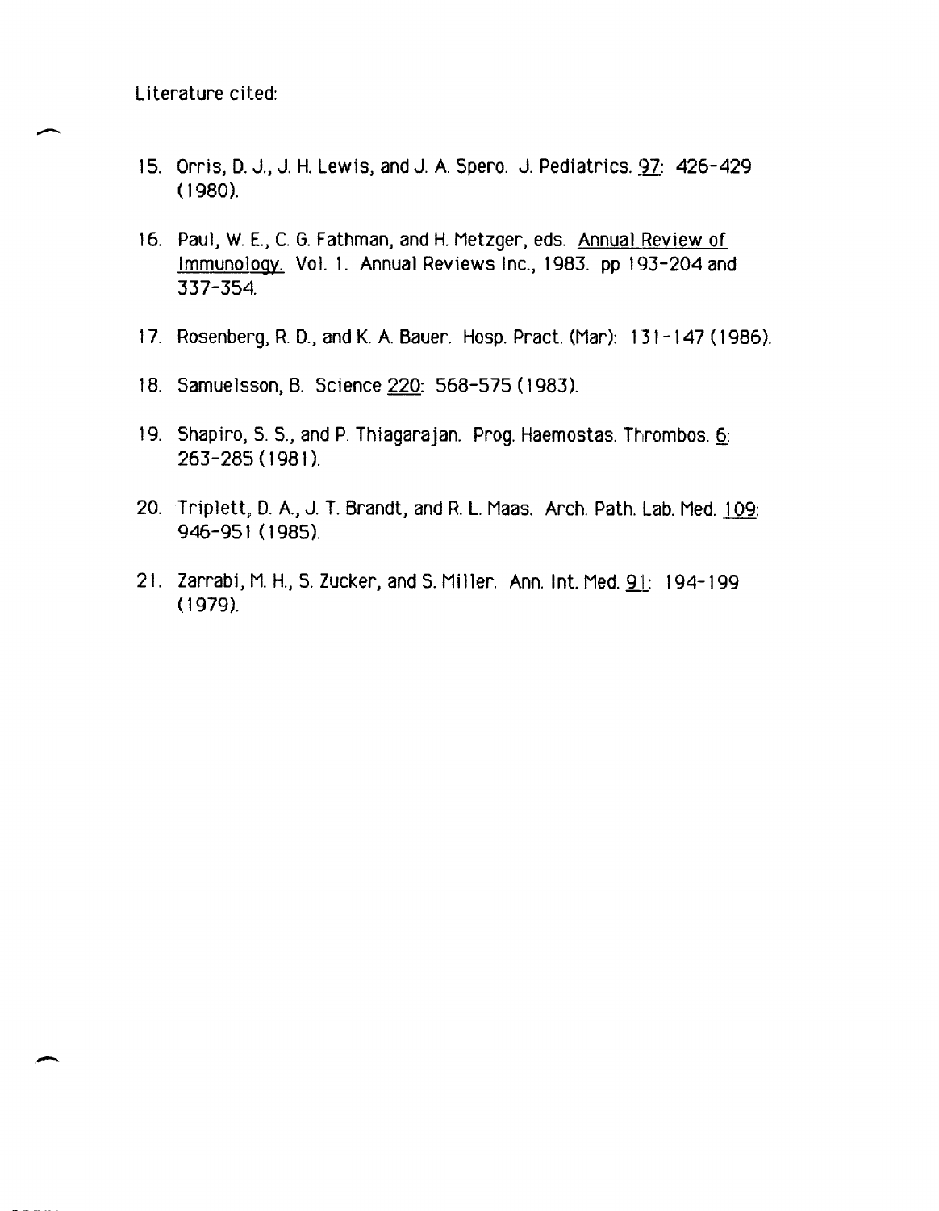Literature cited:

15. Orris, D. J., J. H. Lewis, and J. A. Spero. J. Pediatrics. 97: 426-429 (1980).

16. Paul, W. E., C. G. Fathman, and H. Metzger, eds. Annual Review of Immunology. Vol. 1. Annual Reviews Inc., 1983. pp 193-204 and 337-354.

17. Rosenberg, R. D., and K. A. Bauer. Hosp. Pract. (Mar): 131-147 (1986).

18. Samuelsson, B. Science 220: 568-575 (1983).

19. Shapiro, S. S., and P. Thiagarajan. Prog. Haemostas. Thrombos. 6: 263-285 (1981).

20. Triplett, D. A., J. T. Brandt, and R. L. Maas. Arch. Path. Lab. Med. 109: 946-951 (1985).

21. Zarrabi, M. H., S. Zucker, and S. Miller. Ann. Int. Med. 91: 194-199 (1979).